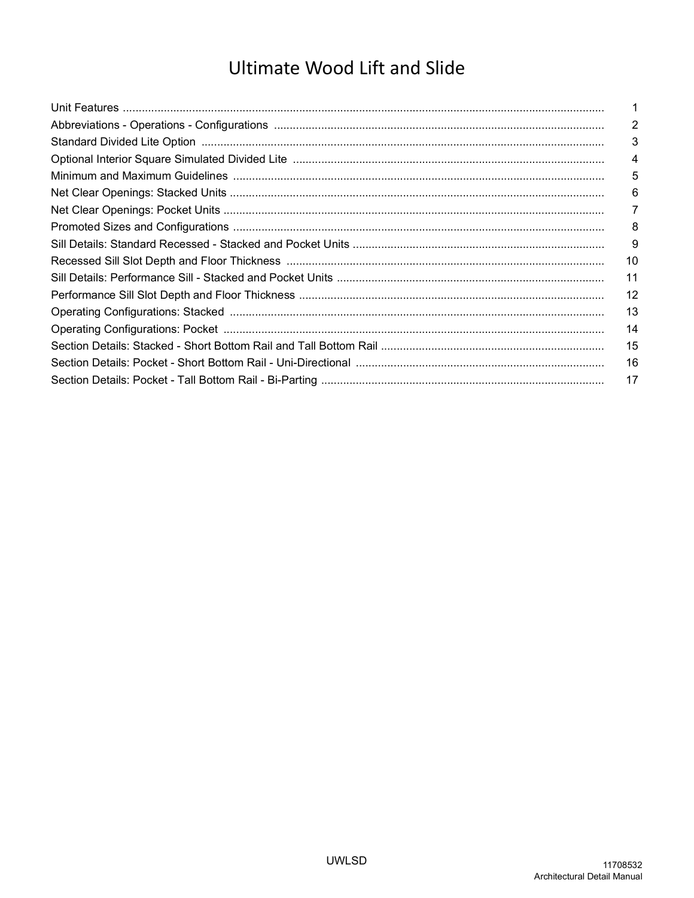# Ultimate Wood Lift and Slide

| | |
|---|---|
| Unit Features | 1 |
| Abbreviations - Operations - Configurations | 2 |
| Standard Divided Lite Option | 3 |
| Optional Interior Square Simulated Divided Lite | 4 |
| Minimum and Maximum Guidelines | 5 |
| Net Clear Openings: Stacked Units | 6 |
| Net Clear Openings: Pocket Units | 7 |
| Promoted Sizes and Configurations | 8 |
| Sill Details: Standard Recessed - Stacked and Pocket Units | 9 |
| Recessed Sill Slot Depth and Floor Thickness | 10 |
| Sill Details: Performance Sill - Stacked and Pocket Units | 11 |
| Performance Sill Slot Depth and Floor Thickness | 12 |
| Operating Configurations: Stacked | 13 |
| Operating Configurations: Pocket | 14 |
| Section Details: Stacked - Short Bottom Rail and Tall Bottom Rail | 15 |
| Section Details: Pocket - Short Bottom Rail - Uni-Directional | 16 |
| Section Details: Pocket - Tall Bottom Rail - Bi-Parting | 17 |

UWLSD

11708532
Architectural Detail Manual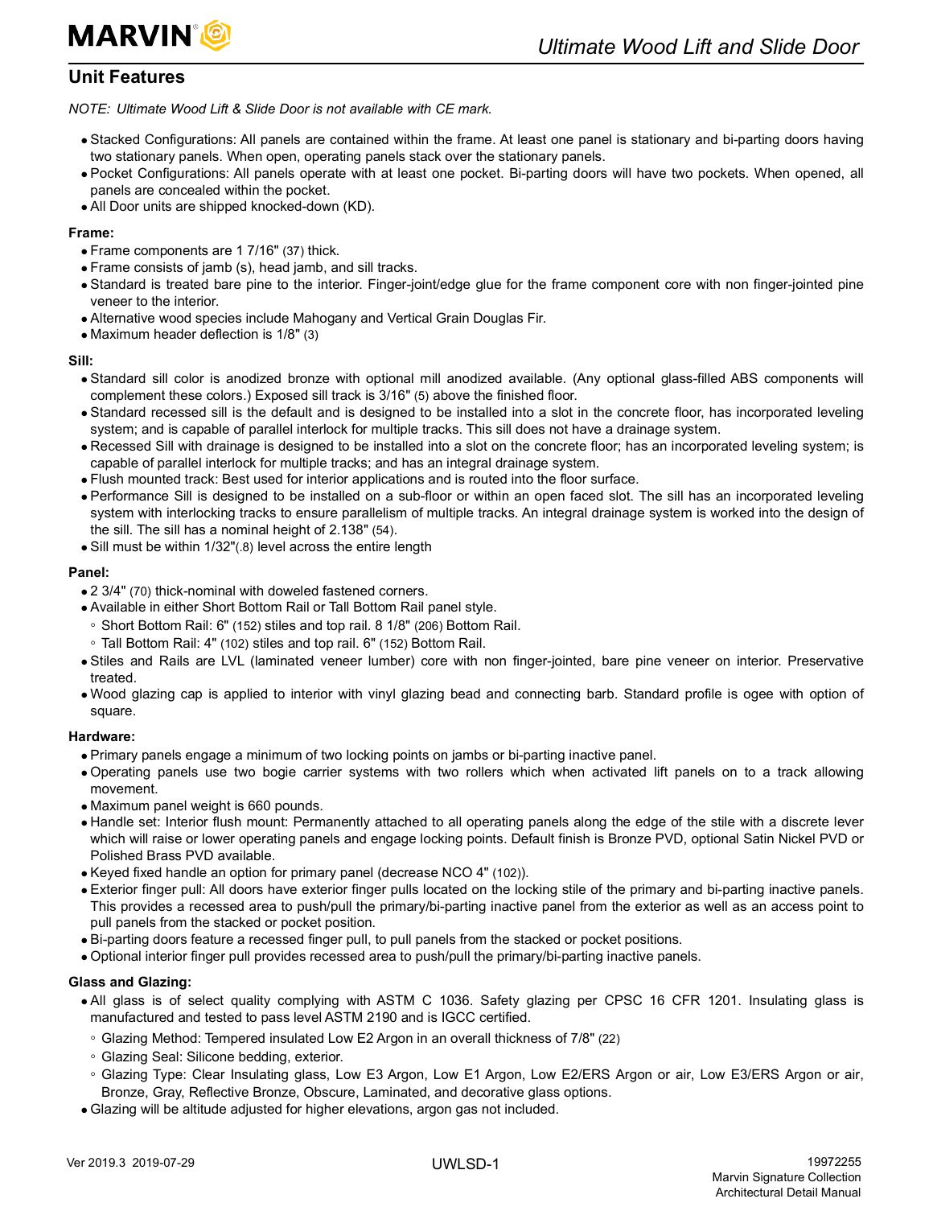## Unit Features

*NOTE: Ultimate Wood Lift & Slide Door is not available with CE mark.*

- Stacked Configurations: All panels are contained within the frame. At least one panel is stationary and bi-parting doors having two stationary panels. When open, operating panels stack over the stationary panels.
- Pocket Configurations: All panels operate with at least one pocket. Bi-parting doors will have two pockets. When opened, all panels are concealed within the pocket.
- All Door units are shipped knocked-down (KD).

**Frame:**

- Frame components are 1 7/16" (37) thick.
- Frame consists of jamb (s), head jamb, and sill tracks.
- Standard is treated bare pine to the interior. Finger-joint/edge glue for the frame component core with non finger-jointed pine veneer to the interior.
- Alternative wood species include Mahogany and Vertical Grain Douglas Fir.
- Maximum header deflection is 1/8" (3)

**Sill:**

- Standard sill color is anodized bronze with optional mill anodized available. (Any optional glass-filled ABS components will complement these colors.) Exposed sill track is 3/16" (5) above the finished floor.
- Standard recessed sill is the default and is designed to be installed into a slot in the concrete floor, has incorporated leveling system; and is capable of parallel interlock for multiple tracks. This sill does not have a drainage system.
- Recessed Sill with drainage is designed to be installed into a slot on the concrete floor; has an incorporated leveling system; is capable of parallel interlock for multiple tracks; and has an integral drainage system.
- Flush mounted track: Best used for interior applications and is routed into the floor surface.
- Performance Sill is designed to be installed on a sub-floor or within an open faced slot. The sill has an incorporated leveling system with interlocking tracks to ensure parallelism of multiple tracks. An integral drainage system is worked into the design of the sill. The sill has a nominal height of 2.138" (54).
- Sill must be within 1/32"(.8) level across the entire length

**Panel:**

- 2 3/4" (70) thick-nominal with doweled fastened corners.
- Available in either Short Bottom Rail or Tall Bottom Rail panel style.
  - Short Bottom Rail: 6" (152) stiles and top rail. 8 1/8" (206) Bottom Rail.
  - Tall Bottom Rail: 4" (102) stiles and top rail. 6" (152) Bottom Rail.
- Stiles and Rails are LVL (laminated veneer lumber) core with non finger-jointed, bare pine veneer on interior. Preservative treated.
- Wood glazing cap is applied to interior with vinyl glazing bead and connecting barb. Standard profile is ogee with option of square.

**Hardware:**

- Primary panels engage a minimum of two locking points on jambs or bi-parting inactive panel.
- Operating panels use two bogie carrier systems with two rollers which when activated lift panels on to a track allowing movement.
- Maximum panel weight is 660 pounds.
- Handle set: Interior flush mount: Permanently attached to all operating panels along the edge of the stile with a discrete lever which will raise or lower operating panels and engage locking points. Default finish is Bronze PVD, optional Satin Nickel PVD or Polished Brass PVD available.
- Keyed fixed handle an option for primary panel (decrease NCO 4" (102)).
- Exterior finger pull: All doors have exterior finger pulls located on the locking stile of the primary and bi-parting inactive panels. This provides a recessed area to push/pull the primary/bi-parting inactive panel from the exterior as well as an access point to pull panels from the stacked or pocket position.
- Bi-parting doors feature a recessed finger pull, to pull panels from the stacked or pocket positions.
- Optional interior finger pull provides recessed area to push/pull the primary/bi-parting inactive panels.

**Glass and Glazing:**

- All glass is of select quality complying with ASTM C 1036. Safety glazing per CPSC 16 CFR 1201. Insulating glass is manufactured and tested to pass level ASTM 2190 and is IGCC certified.
  - Glazing Method: Tempered insulated Low E2 Argon in an overall thickness of 7/8" (22)
  - Glazing Seal: Silicone bedding, exterior.
  - Glazing Type: Clear Insulating glass, Low E3 Argon, Low E1 Argon, Low E2/ERS Argon or air, Low E3/ERS Argon or air, Bronze, Gray, Reflective Bronze, Obscure, Laminated, and decorative glass options.
- Glazing will be altitude adjusted for higher elevations, argon gas not included.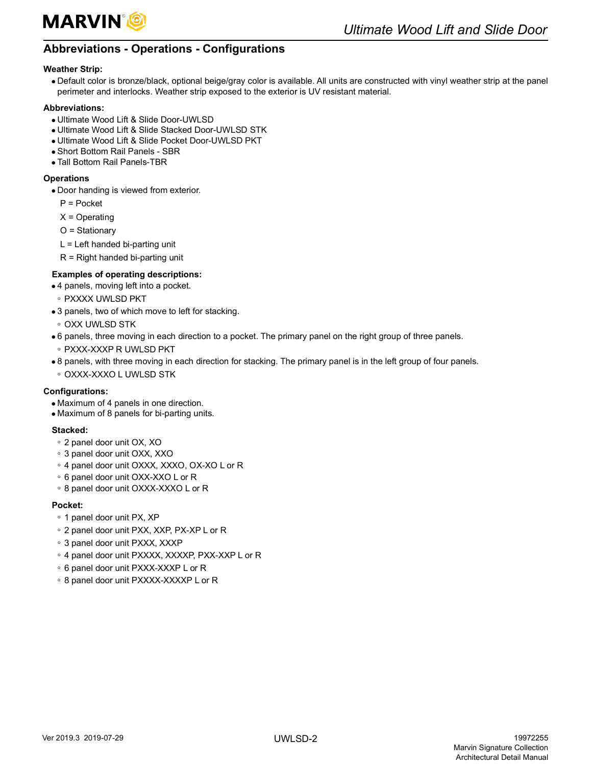## Abbreviations - Operations - Configurations

**Weather Strip:**

- Default color is bronze/black, optional beige/gray color is available. All units are constructed with vinyl weather strip at the panel perimeter and interlocks. Weather strip exposed to the exterior is UV resistant material.

**Abbreviations:**

- Ultimate Wood Lift & Slide Door-UWLSD
- Ultimate Wood Lift & Slide Stacked Door-UWLSD STK
- Ultimate Wood Lift & Slide Pocket Door-UWLSD PKT
- Short Bottom Rail Panels - SBR
- Tall Bottom Rail Panels-TBR

**Operations**

- Door handing is viewed from exterior.

  P = Pocket

  X = Operating

  O = Stationary

  L = Left handed bi-parting unit

  R = Right handed bi-parting unit

**Examples of operating descriptions:**

- 4 panels, moving left into a pocket.
  - PXXXX UWLSD PKT
- 3 panels, two of which move to left for stacking.
  - OXX UWLSD STK
- 6 panels, three moving in each direction to a pocket. The primary panel on the right group of three panels.
  - PXXX-XXXP R UWLSD PKT
- 8 panels, with three moving in each direction for stacking. The primary panel is in the left group of four panels.
  - OXXX-XXXO L UWLSD STK

**Configurations:**

- Maximum of 4 panels in one direction.
- Maximum of 8 panels for bi-parting units.

**Stacked:**

- 2 panel door unit OX, XO
- 3 panel door unit OXX, XXO
- 4 panel door unit OXXX, XXXO, OX-XO L or R
- 6 panel door unit OXX-XXO L or R
- 8 panel door unit OXXX-XXXO L or R

**Pocket:**

- 1 panel door unit PX, XP
- 2 panel door unit PXX, XXP, PX-XP L or R
- 3 panel door unit PXXX, XXXP
- 4 panel door unit PXXXX, XXXXP, PXX-XXP L or R
- 6 panel door unit PXXX-XXXP L or R
- 8 panel door unit PXXXX-XXXXP L or R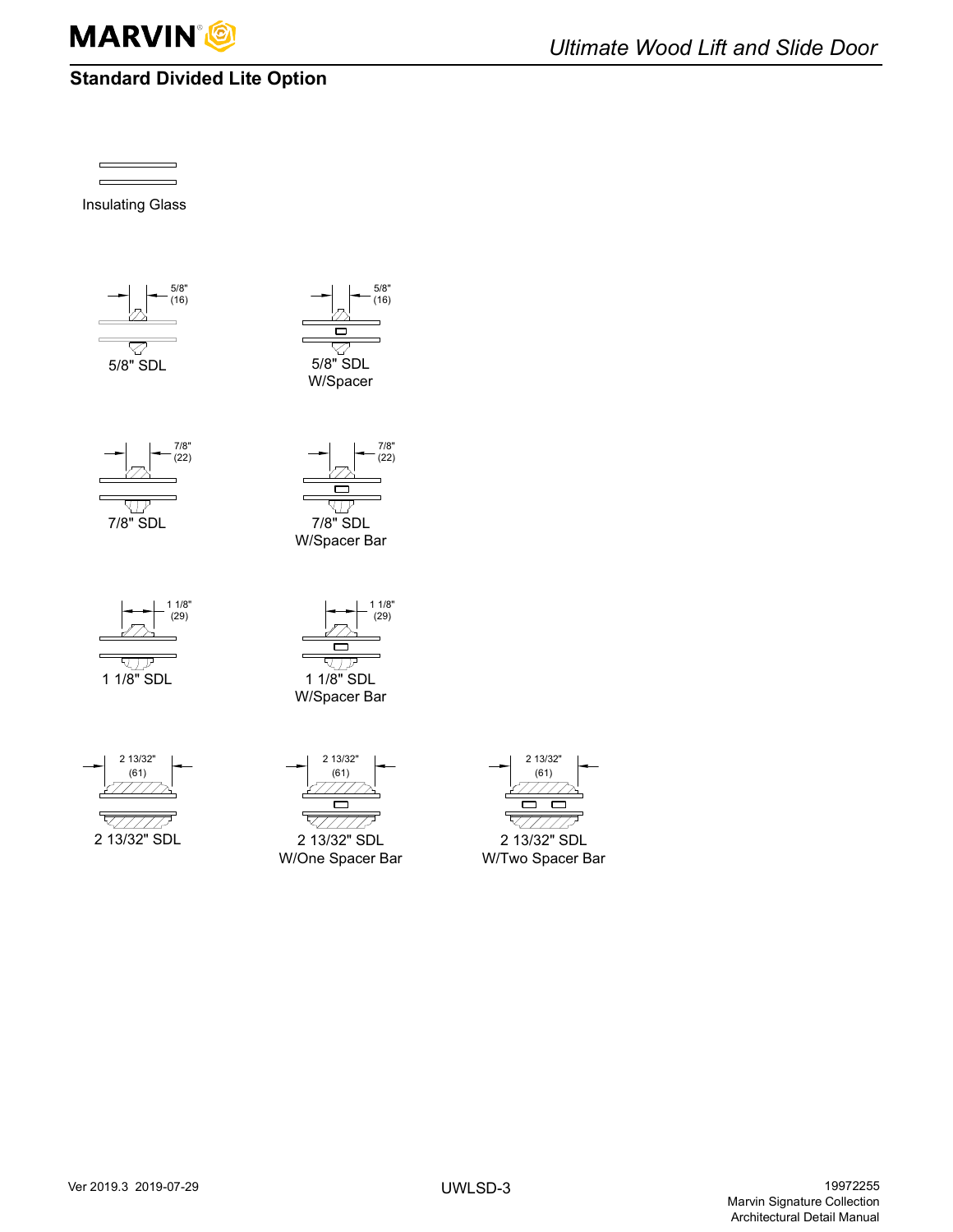## Standard Divided Lite Option

Insulating Glass

5/8" (16)

5/8" SDL

5/8" (16)

5/8" SDL W/Spacer

7/8" (22)

7/8" SDL

7/8" (22)

7/8" SDL W/Spacer Bar

1 1/8" (29)

1 1/8" SDL

1 1/8" (29)

1 1/8" SDL W/Spacer Bar

2 13/32" (61)

2 13/32" SDL

2 13/32" (61)

2 13/32" SDL W/One Spacer Bar

2 13/32" (61)

2 13/32" SDL W/Two Spacer Bar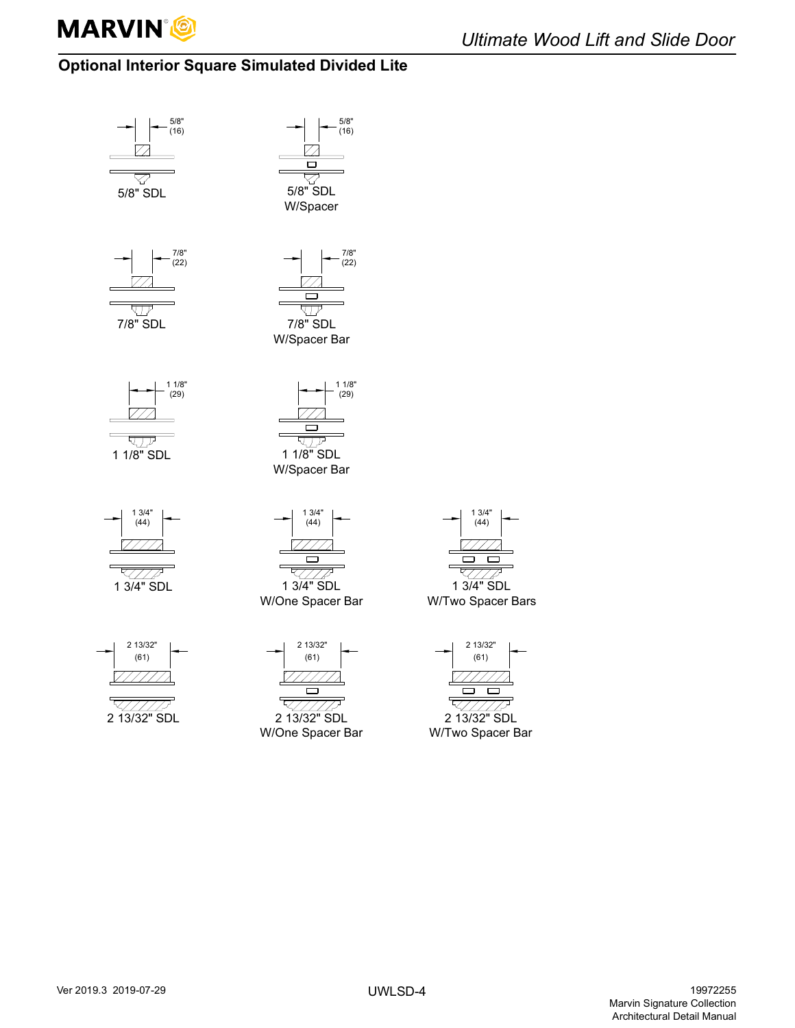## Optional Interior Square Simulated Divided Lite

5/8" (16)

5/8" SDL

5/8" (16)

5/8" SDL W/Spacer

7/8" (22)

7/8" SDL

7/8" (22)

7/8" SDL W/Spacer Bar

1 1/8" (29)

1 1/8" SDL

1 1/8" (29)

1 1/8" SDL W/Spacer Bar

1 3/4" (44)

1 3/4" SDL

1 3/4" (44)

1 3/4" SDL W/One Spacer Bar

1 3/4" (44)

1 3/4" SDL W/Two Spacer Bars

2 13/32" (61)

2 13/32" SDL

2 13/32" (61)

2 13/32" SDL W/One Spacer Bar

2 13/32" (61)

2 13/32" SDL W/Two Spacer Bar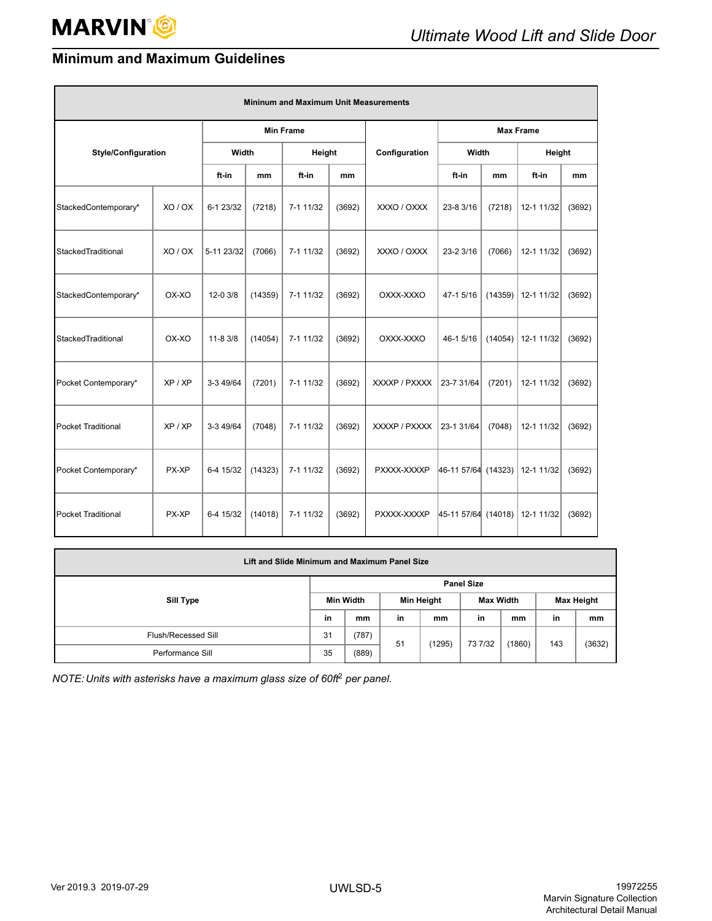## Minimum and Maximum Guidelines

| Mininum and Maximum Unit Measurements | | | | | | | | | | |
|---|---|---|---|---|---|---|---|---|---|---|
| Style/Configuration | | Min Frame | | | | Configuration | Max Frame | | | |
| | | Width | | Height | | | Width | | Height | |
| | | ft-in | mm | ft-in | mm | | ft-in | mm | ft-in | mm |
| StackedContemporary* | XO / OX | 6-1 23/32 | (7218) | 7-1 11/32 | (3692) | XXXO / OXXX | 23-8 3/16 | (7218) | 12-1 11/32 | (3692) |
| StackedTraditional | XO / OX | 5-11 23/32 | (7066) | 7-1 11/32 | (3692) | XXXO / OXXX | 23-2 3/16 | (7066) | 12-1 11/32 | (3692) |
| StackedContemporary* | OX-XO | 12-0 3/8 | (14359) | 7-1 11/32 | (3692) | OXXX-XXXO | 47-1 5/16 | (14359) | 12-1 11/32 | (3692) |
| StackedTraditional | OX-XO | 11-8 3/8 | (14054) | 7-1 11/32 | (3692) | OXXX-XXXO | 46-1 5/16 | (14054) | 12-1 11/32 | (3692) |
| Pocket Contemporary* | XP / XP | 3-3 49/64 | (7201) | 7-1 11/32 | (3692) | XXXP / PXXX | 23-7 31/64 | (7201) | 12-1 11/32 | (3692) |
| Pocket Traditional | XP / XP | 3-3 49/64 | (7048) | 7-1 11/32 | (3692) | XXXP / PXXX | 23-1 31/64 | (7048) | 12-1 11/32 | (3692) |
| Pocket Contemporary* | PX-XP | 6-4 15/32 | (14323) | 7-1 11/32 | (3692) | PXXX-XXXP | 46-11 57/64 | (14323) | 12-1 11/32 | (3692) |
| Pocket Traditional | PX-XP | 6-4 15/32 | (14018) | 7-1 11/32 | (3692) | PXXX-XXXP | 45-11 57/64 | (14018) | 12-1 11/32 | (3692) |

| Lift and Slide Minimum and Maximum Panel Size | | | | | | | | |
|---|---|---|---|---|---|---|---|---|
| Sill Type | Panel Size | | | | | | | |
| | Min Width | | Min Height | | Max Width | | Max Height | |
| | in | mm | in | mm | in | mm | in | mm |
| Flush/Recessed Sill | 31 | (787) | 51 | (1295) | 73 7/32 | (1860) | 143 | (3632) |
| Performance Sill | 35 | (889) | | | | | | |

*NOTE: Units with asterisks have a maximum glass size of 60ft$^2$ per panel.*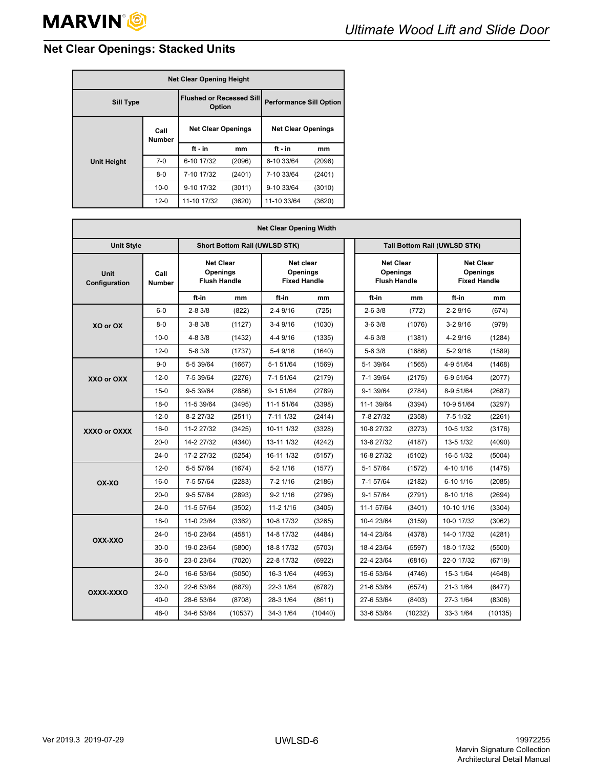## Net Clear Openings: Stacked Units

| Net Clear Opening Height | | | | | |
|---|---|---|---|---|---|
| Sill Type | | Flushed or Recessed Sill Option | | Performance Sill Option | |
| Unit Height | Call Number | Net Clear Openings | | Net Clear Openings | |
| | | ft - in | mm | ft - in | mm |
| | 7-0 | 6-10 17/32 | (2096) | 6-10 33/64 | (2096) |
| | 8-0 | 7-10 17/32 | (2401) | 7-10 33/64 | (2401) |
| | 10-0 | 9-10 17/32 | (3011) | 9-10 33/64 | (3010) |
| | 12-0 | 11-10 17/32 | (3620) | 11-10 33/64 | (3620) |

| Net Clear Opening Width | | | | | | | | | |
|---|---|---|---|---|---|---|---|---|---|
| Unit Style | | Short Bottom Rail (UWLSD STK) | | | | Tall Bottom Rail (UWLSD STK) | | | |
| Unit Configuration | Call Number | Net Clear Openings Flush Handle | | Net clear Openings Fixed Handle | | Net Clear Openings Flush Handle | | Net Clear Openings Fixed Handle | |
| | | ft-in | mm | ft-in | mm | ft-in | mm | ft-in | mm |
| XO or OX | 6-0 | 2-8 3/8 | (822) | 2-4 9/16 | (725) | 2-6 3/8 | (772) | 2-2 9/16 | (674) |
| | 8-0 | 3-8 3/8 | (1127) | 3-4 9/16 | (1030) | 3-6 3/8 | (1076) | 3-2 9/16 | (979) |
| | 10-0 | 4-8 3/8 | (1432) | 4-4 9/16 | (1335) | 4-6 3/8 | (1381) | 4-2 9/16 | (1284) |
| | 12-0 | 5-8 3/8 | (1737) | 5-4 9/16 | (1640) | 5-6 3/8 | (1686) | 5-2 9/16 | (1589) |
| XXO or OXX | 9-0 | 5-5 39/64 | (1667) | 5-1 51/64 | (1569) | 5-1 39/64 | (1565) | 4-9 51/64 | (1468) |
| | 12-0 | 7-5 39/64 | (2276) | 7-1 51/64 | (2179) | 7-1 39/64 | (2175) | 6-9 51/64 | (2077) |
| | 15-0 | 9-5 39/64 | (2886) | 9-1 51/64 | (2789) | 9-1 39/64 | (2784) | 8-9 51/64 | (2687) |
| | 18-0 | 11-5 39/64 | (3495) | 11-1 51/64 | (3398) | 11-1 39/64 | (3394) | 10-9 51/64 | (3297) |
| XXXO or OXXX | 12-0 | 8-2 27/32 | (2511) | 7-11 1/32 | (2414) | 7-8 27/32 | (2358) | 7-5 1/32 | (2261) |
| | 16-0 | 11-2 27/32 | (3425) | 10-11 1/32 | (3328) | 10-8 27/32 | (3273) | 10-5 1/32 | (3176) |
| | 20-0 | 14-2 27/32 | (4340) | 13-11 1/32 | (4242) | 13-8 27/32 | (4187) | 13-5 1/32 | (4090) |
| | 24-0 | 17-2 27/32 | (5254) | 16-11 1/32 | (5157) | 16-8 27/32 | (5102) | 16-5 1/32 | (5004) |
| OX-XO | 12-0 | 5-5 57/64 | (1674) | 5-2 1/16 | (1577) | 5-1 57/64 | (1572) | 4-10 1/16 | (1475) |
| | 16-0 | 7-5 57/64 | (2283) | 7-2 1/16 | (2186) | 7-1 57/64 | (2182) | 6-10 1/16 | (2085) |
| | 20-0 | 9-5 57/64 | (2893) | 9-2 1/16 | (2796) | 9-1 57/64 | (2791) | 8-10 1/16 | (2694) |
| | 24-0 | 11-5 57/64 | (3502) | 11-2 1/16 | (3405) | 11-1 57/64 | (3401) | 10-10 1/16 | (3304) |
| OXX-XXO | 18-0 | 11-0 23/64 | (3362) | 10-8 17/32 | (3265) | 10-4 23/64 | (3159) | 10-0 17/32 | (3062) |
| | 24-0 | 15-0 23/64 | (4581) | 14-8 17/32 | (4484) | 14-4 23/64 | (4378) | 14-0 17/32 | (4281) |
| | 30-0 | 19-0 23/64 | (5800) | 18-8 17/32 | (5703) | 18-4 23/64 | (5597) | 18-0 17/32 | (5500) |
| | 36-0 | 23-0 23/64 | (7020) | 22-8 17/32 | (6922) | 22-4 23/64 | (6816) | 22-0 17/32 | (6719) |
| OXXX-XXXO | 24-0 | 16-6 53/64 | (5050) | 16-3 1/64 | (4953) | 15-6 53/64 | (4746) | 15-3 1/64 | (4648) |
| | 32-0 | 22-6 53/64 | (6879) | 22-3 1/64 | (6782) | 21-6 53/64 | (6574) | 21-3 1/64 | (6477) |
| | 40-0 | 28-6 53/64 | (8708) | 28-3 1/64 | (8611) | 27-6 53/64 | (8403) | 27-3 1/64 | (8306) |
| | 48-0 | 34-6 53/64 | (10537) | 34-3 1/64 | (10440) | 33-6 53/64 | (10232) | 33-3 1/64 | (10135) |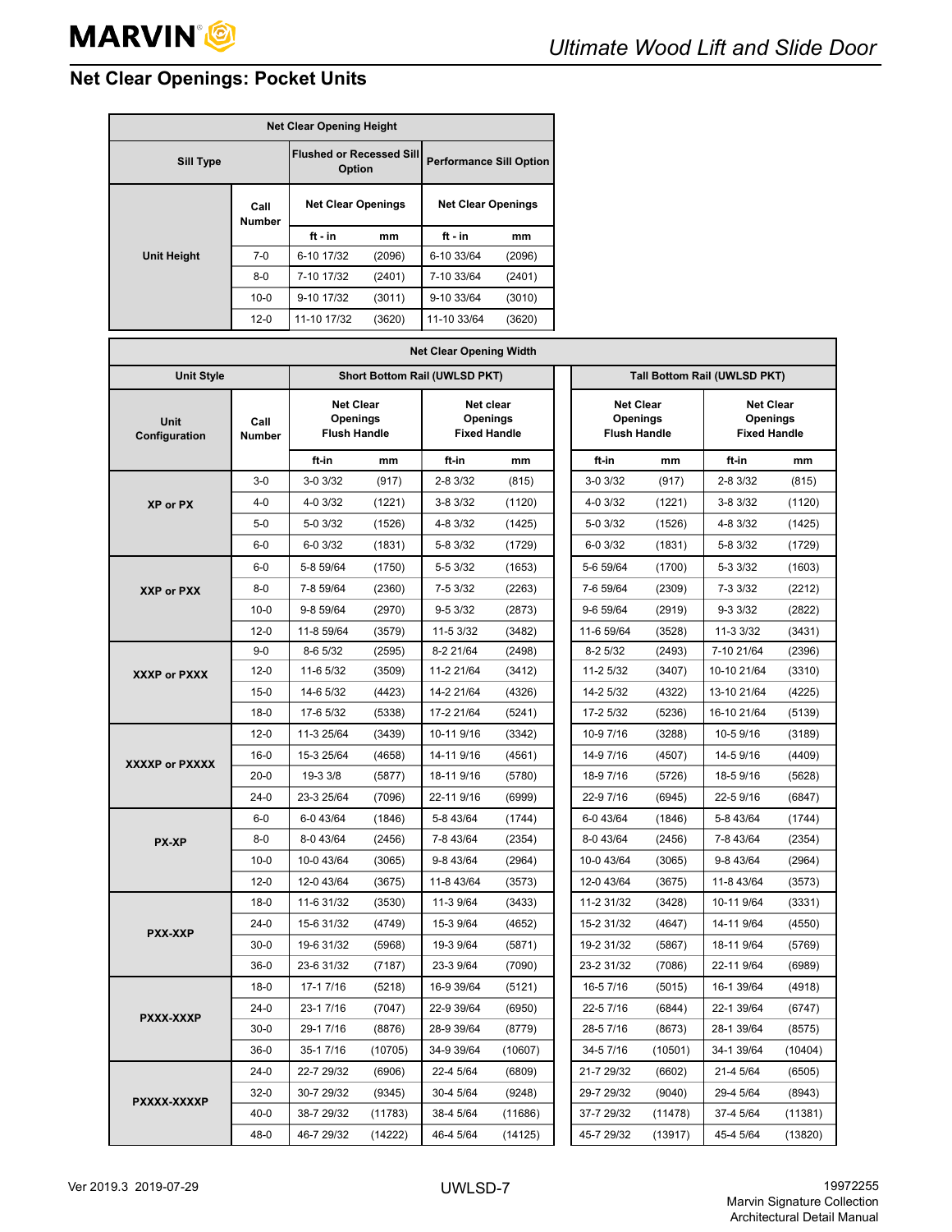## Net Clear Openings: Pocket Units

| Net Clear Opening Height | | | | | |
|---|---|---|---|---|---|
| Sill Type | | Flushed or Recessed Sill Option | | Performance Sill Option | |
| Unit Height | Call Number | Net Clear Openings | | Net Clear Openings | |
| | | ft - in | mm | ft - in | mm |
| | 7-0 | 6-10 17/32 | (2096) | 6-10 33/64 | (2096) |
| | 8-0 | 7-10 17/32 | (2401) | 7-10 33/64 | (2401) |
| | 10-0 | 9-10 17/32 | (3011) | 9-10 33/64 | (3010) |
| | 12-0 | 11-10 17/32 | (3620) | 11-10 33/64 | (3620) |

| Net Clear Opening Width | | | | | | | | | |
|---|---|---|---|---|---|---|---|---|---|
| Unit Style | | Short Bottom Rail (UWLSD PKT) | | | | Tall Bottom Rail (UWLSD PKT) | | | |
| Unit Configuration | Call Number | Net Clear Openings Flush Handle | | Net clear Openings Fixed Handle | | Net Clear Openings Flush Handle | | Net Clear Openings Fixed Handle | |
| | | ft-in | mm | ft-in | mm | ft-in | mm | ft-in | mm |
| XP or PX | 3-0 | 3-0 3/32 | (917) | 2-8 3/32 | (815) | 3-0 3/32 | (917) | 2-8 3/32 | (815) |
| | 4-0 | 4-0 3/32 | (1221) | 3-8 3/32 | (1120) | 4-0 3/32 | (1221) | 3-8 3/32 | (1120) |
| | 5-0 | 5-0 3/32 | (1526) | 4-8 3/32 | (1425) | 5-0 3/32 | (1526) | 4-8 3/32 | (1425) |
| | 6-0 | 6-0 3/32 | (1831) | 5-8 3/32 | (1729) | 6-0 3/32 | (1831) | 5-8 3/32 | (1729) |
| XXP or PXX | 6-0 | 5-8 59/64 | (1750) | 5-5 3/32 | (1653) | 5-6 59/64 | (1700) | 5-3 3/32 | (1603) |
| | 8-0 | 7-8 59/64 | (2360) | 7-5 3/32 | (2263) | 7-6 59/64 | (2309) | 7-3 3/32 | (2212) |
| | 10-0 | 9-8 59/64 | (2970) | 9-5 3/32 | (2873) | 9-6 59/64 | (2919) | 9-3 3/32 | (2822) |
| | 12-0 | 11-8 59/64 | (3579) | 11-5 3/32 | (3482) | 11-6 59/64 | (3528) | 11-3 3/32 | (3431) |
| XXXP or PXXX | 9-0 | 8-6 5/32 | (2595) | 8-2 21/64 | (2498) | 8-2 5/32 | (2493) | 7-10 21/64 | (2396) |
| | 12-0 | 11-6 5/32 | (3509) | 11-2 21/64 | (3412) | 11-2 5/32 | (3407) | 10-10 21/64 | (3310) |
| | 15-0 | 14-6 5/32 | (4423) | 14-2 21/64 | (4326) | 14-2 5/32 | (4322) | 13-10 21/64 | (4225) |
| | 18-0 | 17-6 5/32 | (5338) | 17-2 21/64 | (5241) | 17-2 5/32 | (5236) | 16-10 21/64 | (5139) |
| XXXXP or PXXXX | 12-0 | 11-3 25/64 | (3439) | 10-11 9/16 | (3342) | 10-9 7/16 | (3288) | 10-5 9/16 | (3189) |
| | 16-0 | 15-3 25/64 | (4658) | 14-11 9/16 | (4561) | 14-9 7/16 | (4507) | 14-5 9/16 | (4409) |
| | 20-0 | 19-3 3/8 | (5877) | 18-11 9/16 | (5780) | 18-9 7/16 | (5726) | 18-5 9/16 | (5628) |
| | 24-0 | 23-3 25/64 | (7096) | 22-11 9/16 | (6999) | 22-9 7/16 | (6945) | 22-5 9/16 | (6847) |
| PX-XP | 6-0 | 6-0 43/64 | (1846) | 5-8 43/64 | (1744) | 6-0 43/64 | (1846) | 5-8 43/64 | (1744) |
| | 8-0 | 8-0 43/64 | (2456) | 7-8 43/64 | (2354) | 8-0 43/64 | (2456) | 7-8 43/64 | (2354) |
| | 10-0 | 10-0 43/64 | (3065) | 9-8 43/64 | (2964) | 10-0 43/64 | (3065) | 9-8 43/64 | (2964) |
| | 12-0 | 12-0 43/64 | (3675) | 11-8 43/64 | (3573) | 12-0 43/64 | (3675) | 11-8 43/64 | (3573) |
| PXX-XXP | 18-0 | 11-6 31/32 | (3530) | 11-3 9/64 | (3433) | 11-2 31/32 | (3428) | 10-11 9/64 | (3331) |
| | 24-0 | 15-6 31/32 | (4749) | 15-3 9/64 | (4652) | 15-2 31/32 | (4647) | 14-11 9/64 | (4550) |
| | 30-0 | 19-6 31/32 | (5968) | 19-3 9/64 | (5871) | 19-2 31/32 | (5867) | 18-11 9/64 | (5769) |
| | 36-0 | 23-6 31/32 | (7187) | 23-3 9/64 | (7090) | 23-2 31/32 | (7086) | 22-11 9/64 | (6989) |
| PXXX-XXXP | 18-0 | 17-1 7/16 | (5218) | 16-9 39/64 | (5121) | 16-5 7/16 | (5015) | 16-1 39/64 | (4918) |
| | 24-0 | 23-1 7/16 | (7047) | 22-9 39/64 | (6950) | 22-5 7/16 | (6844) | 22-1 39/64 | (6747) |
| | 30-0 | 29-1 7/16 | (8876) | 28-9 39/64 | (8779) | 28-5 7/16 | (8673) | 28-1 39/64 | (8575) |
| | 36-0 | 35-1 7/16 | (10705) | 34-9 39/64 | (10607) | 34-5 7/16 | (10501) | 34-1 39/64 | (10404) |
| PXXXX-XXXXP | 24-0 | 22-7 29/32 | (6906) | 22-4 5/64 | (6809) | 21-7 29/32 | (6602) | 21-4 5/64 | (6505) |
| | 32-0 | 30-7 29/32 | (9345) | 30-4 5/64 | (9248) | 29-7 29/32 | (9040) | 29-4 5/64 | (8943) |
| | 40-0 | 38-7 29/32 | (11783) | 38-4 5/64 | (11686) | 37-7 29/32 | (11478) | 37-4 5/64 | (11381) |
| | 48-0 | 46-7 29/32 | (14222) | 46-4 5/64 | (14125) | 45-7 29/32 | (13917) | 45-4 5/64 | (13820) |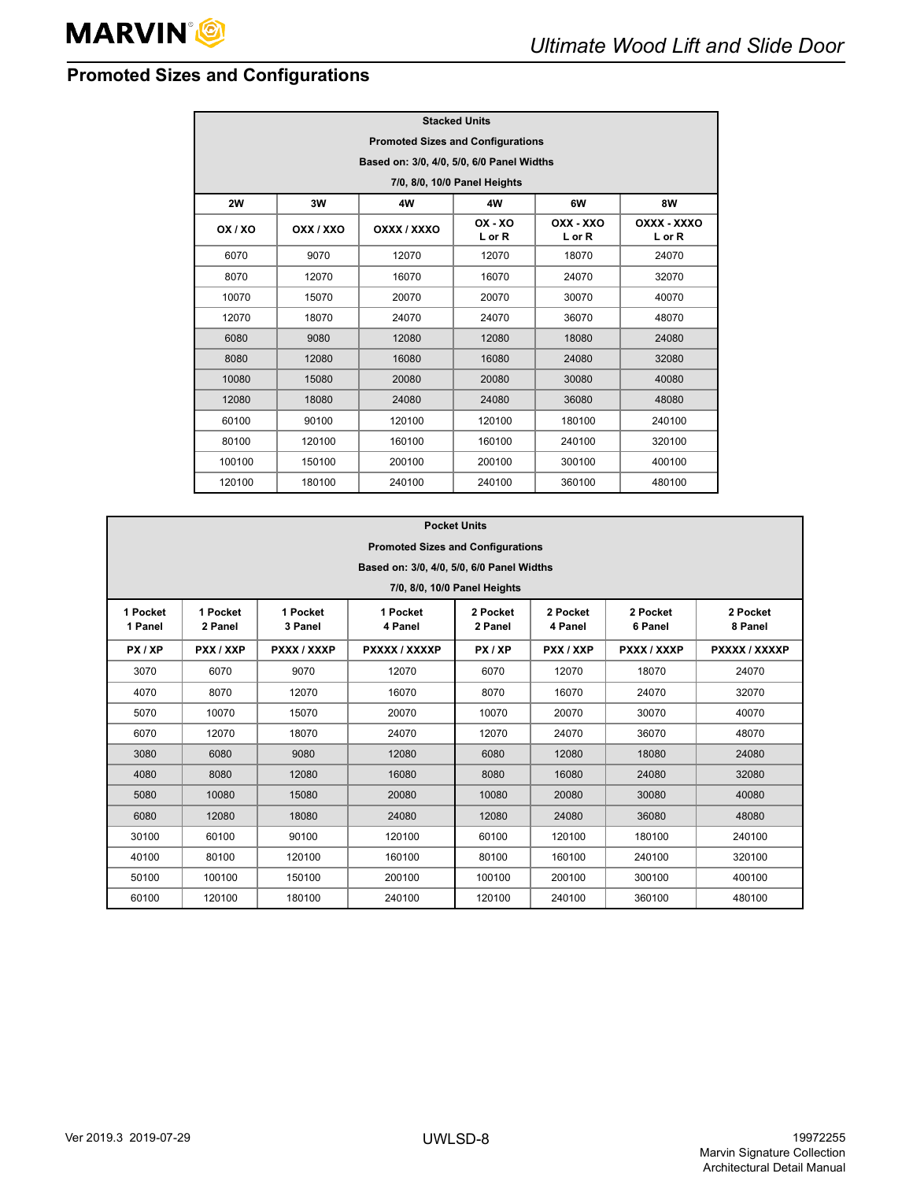## Promoted Sizes and Configurations

| Stacked Units<br>Promoted Sizes and Configurations<br>Based on: 3/0, 4/0, 5/0, 6/0 Panel Widths<br>7/0, 8/0, 10/0 Panel Heights | | | | | |
|---|---|---|---|---|---|
| **2W** | **3W** | **4W** | **4W** | **6W** | **8W** |
| **OX / XO** | **OXX / XXO** | **OXXX / XXXO** | **OX - XO<br>L or R** | **OXX - XXO<br>L or R** | **OXXX - XXXO<br>L or R** |
| 6070 | 9070 | 12070 | 12070 | 18070 | 24070 |
| 8070 | 12070 | 16070 | 16070 | 24070 | 32070 |
| 10070 | 15070 | 20070 | 20070 | 30070 | 40070 |
| 12070 | 18070 | 24070 | 24070 | 36070 | 48070 |
| 6080 | 9080 | 12080 | 12080 | 18080 | 24080 |
| 8080 | 12080 | 16080 | 16080 | 24080 | 32080 |
| 10080 | 15080 | 20080 | 20080 | 30080 | 40080 |
| 12080 | 18080 | 24080 | 24080 | 36080 | 48080 |
| 60100 | 90100 | 120100 | 120100 | 180100 | 240100 |
| 80100 | 120100 | 160100 | 160100 | 240100 | 320100 |
| 100100 | 150100 | 200100 | 200100 | 300100 | 400100 |
| 120100 | 180100 | 240100 | 240100 | 360100 | 480100 |

| Pocket Units<br>Promoted Sizes and Configurations<br>Based on: 3/0, 4/0, 5/0, 6/0 Panel Widths<br>7/0, 8/0, 10/0 Panel Heights | | | | | | | |
|---|---|---|---|---|---|---|---|
| **1 Pocket<br>1 Panel** | **1 Pocket<br>2 Panel** | **1 Pocket<br>3 Panel** | **1 Pocket<br>4 Panel** | **2 Pocket<br>2 Panel** | **2 Pocket<br>4 Panel** | **2 Pocket<br>6 Panel** | **2 Pocket<br>8 Panel** |
| **PX / XP** | **PXX / XXP** | **PXXX / XXXP** | **PXXXX / XXXXP** | **PX / XP** | **PXX / XXP** | **PXXX / XXXP** | **PXXXX / XXXXP** |
| 3070 | 6070 | 9070 | 12070 | 6070 | 12070 | 18070 | 24070 |
| 4070 | 8070 | 12070 | 16070 | 8070 | 16070 | 24070 | 32070 |
| 5070 | 10070 | 15070 | 20070 | 10070 | 20070 | 30070 | 40070 |
| 6070 | 12070 | 18070 | 24070 | 12070 | 24070 | 36070 | 48070 |
| 3080 | 6080 | 9080 | 12080 | 6080 | 12080 | 18080 | 24080 |
| 4080 | 8080 | 12080 | 16080 | 8080 | 16080 | 24080 | 32080 |
| 5080 | 10080 | 15080 | 20080 | 10080 | 20080 | 30080 | 40080 |
| 6080 | 12080 | 18080 | 24080 | 12080 | 24080 | 36080 | 48080 |
| 30100 | 60100 | 90100 | 120100 | 60100 | 120100 | 180100 | 240100 |
| 40100 | 80100 | 120100 | 160100 | 80100 | 160100 | 240100 | 320100 |
| 50100 | 100100 | 150100 | 200100 | 100100 | 200100 | 300100 | 400100 |
| 60100 | 120100 | 180100 | 240100 | 120100 | 240100 | 360100 | 480100 |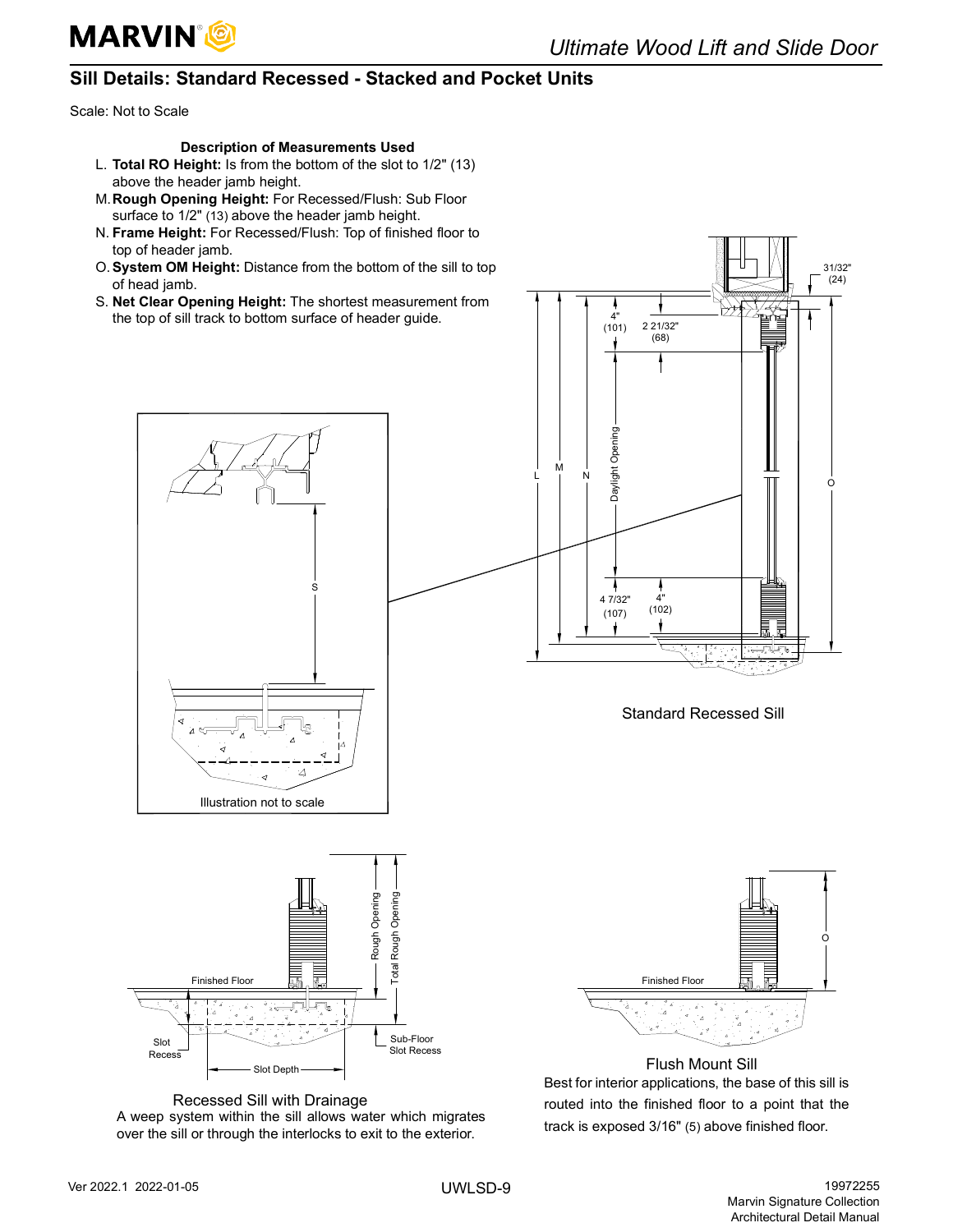## Sill Details: Standard Recessed - Stacked and Pocket Units

Scale: Not to Scale

**Description of Measurements Used**

L. **Total RO Height:** Is from the bottom of the slot to 1/2" (13) above the header jamb height.

M. **Rough Opening Height:** For Recessed/Flush: Sub Floor surface to 1/2" (13) above the header jamb height.

N. **Frame Height:** For Recessed/Flush: Top of finished floor to top of header jamb.

O. **System OM Height:** Distance from the bottom of the sill to top of head jamb.

S. **Net Clear Opening Height:** The shortest measurement from the top of sill track to bottom surface of header guide.

S

Illustration not to scale

L M N Daylight Opening O

4" (101) 2 21/32" (68) 31/32" (24)

4 7/32" (107) 4" (102)

Standard Recessed Sill

Rough Opening Total Rough Opening

Finished Floor

Slot Recess

Sub-Floor Slot Recess

Slot Depth

Recessed Sill with Drainage

A weep system within the sill allows water which migrates over the sill or through the interlocks to exit to the exterior.

O

Finished Floor

Flush Mount Sill

Best for interior applications, the base of this sill is routed into the finished floor to a point that the track is exposed 3/16" (5) above finished floor.

Ver 2022.1 2022-01-05

UWLSD-9

19972255
Marvin Signature Collection
Architectural Detail Manual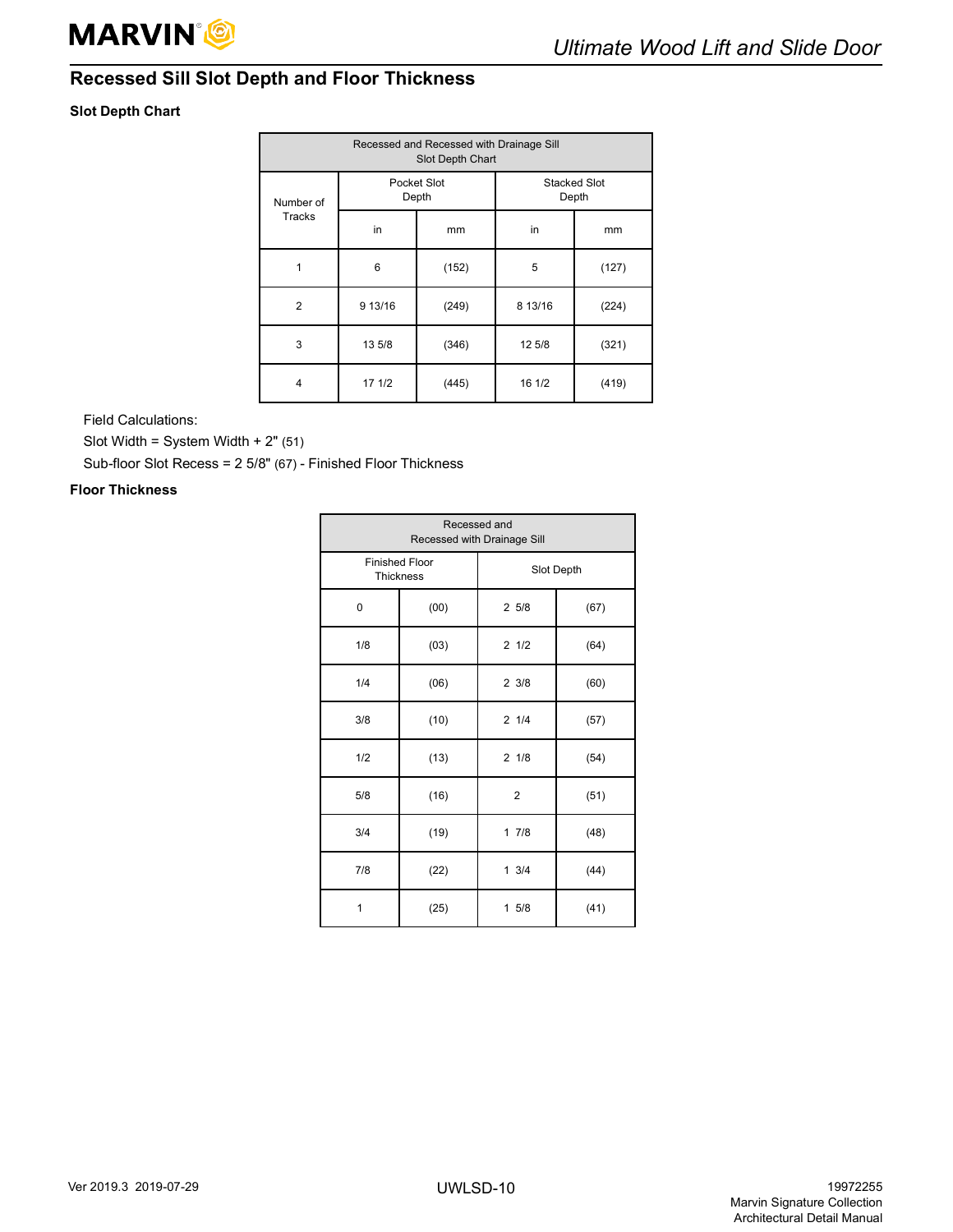## Recessed Sill Slot Depth and Floor Thickness

**Slot Depth Chart**

| Recessed and Recessed with Drainage Sill Slot Depth Chart | | | | |
|---|---|---|---|---|
| Number of Tracks | Pocket Slot Depth | | Stacked Slot Depth | |
| | in | mm | in | mm |
| 1 | 6 | (152) | 5 | (127) |
| 2 | 9 13/16 | (249) | 8 13/16 | (224) |
| 3 | 13 5/8 | (346) | 12 5/8 | (321) |
| 4 | 17 1/2 | (445) | 16 1/2 | (419) |

Field Calculations:

Slot Width = System Width + 2" (51)

Sub-floor Slot Recess = 2 5/8" (67) - Finished Floor Thickness

**Floor Thickness**

| Recessed and Recessed with Drainage Sill | | | |
|---|---|---|---|
| Finished Floor Thickness | | Slot Depth | |
| 0 | (00) | 2 5/8 | (67) |
| 1/8 | (03) | 2 1/2 | (64) |
| 1/4 | (06) | 2 3/8 | (60) |
| 3/8 | (10) | 2 1/4 | (57) |
| 1/2 | (13) | 2 1/8 | (54) |
| 5/8 | (16) | 2 | (51) |
| 3/4 | (19) | 1 7/8 | (48) |
| 7/8 | (22) | 1 3/4 | (44) |
| 1 | (25) | 1 5/8 | (41) |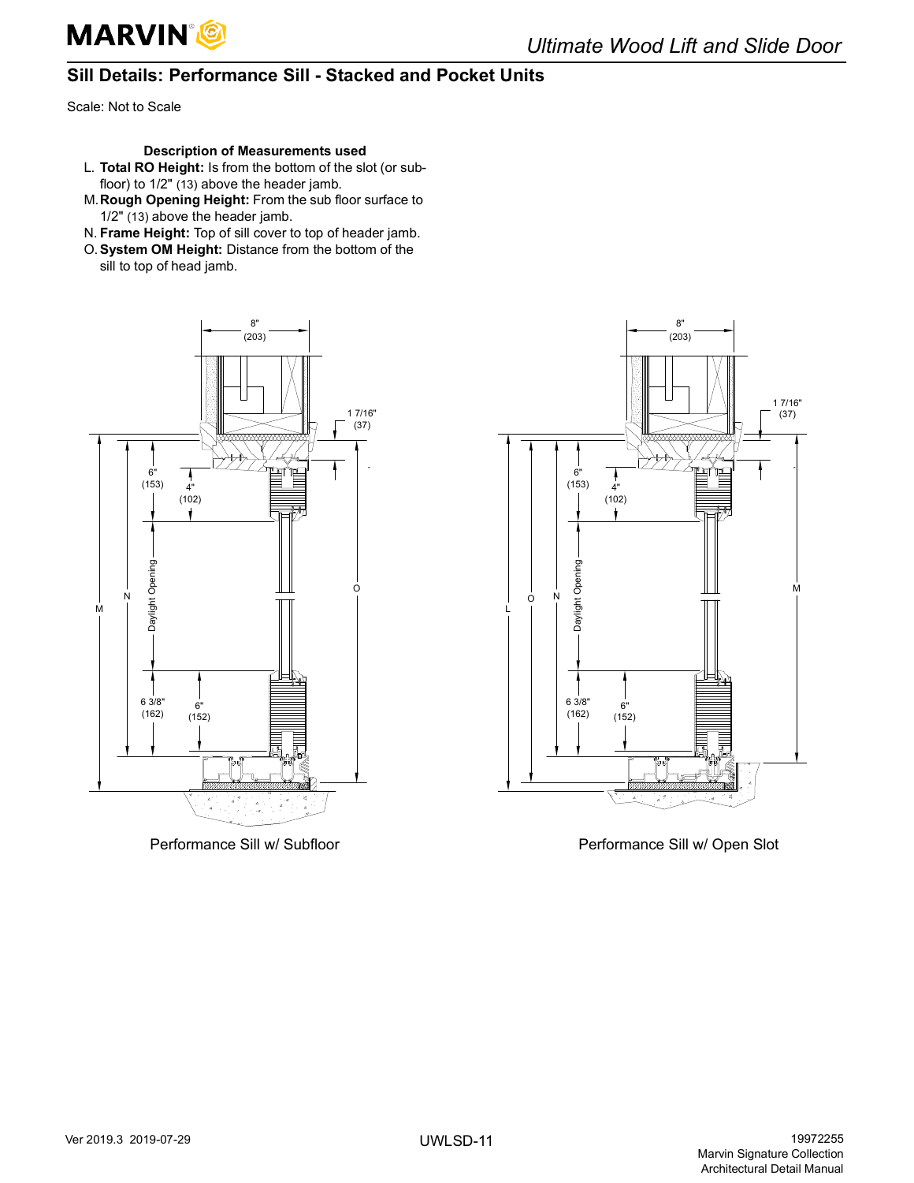## Sill Details: Performance Sill - Stacked and Pocket Units

Scale: Not to Scale

**Description of Measurements used**

- L. **Total RO Height:** Is from the bottom of the slot (or sub-floor) to 1/2" (13) above the header jamb.
- M. **Rough Opening Height:** From the sub floor surface to 1/2" (13) above the header jamb.
- N. **Frame Height:** Top of sill cover to top of header jamb.
- O. **System OM Height:** Distance from the bottom of the sill to top of head jamb.

8" (203)

1 7/16" (37)

6" (153)

4" (102)

Daylight Opening

6 3/8" (162)

6" (152)

M

N

O

Performance Sill w/ Subfloor

8" (203)

1 7/16" (37)

6" (153)

4" (102)

Daylight Opening

6 3/8" (162)

6" (152)

L

O

N

M

Performance Sill w/ Open Slot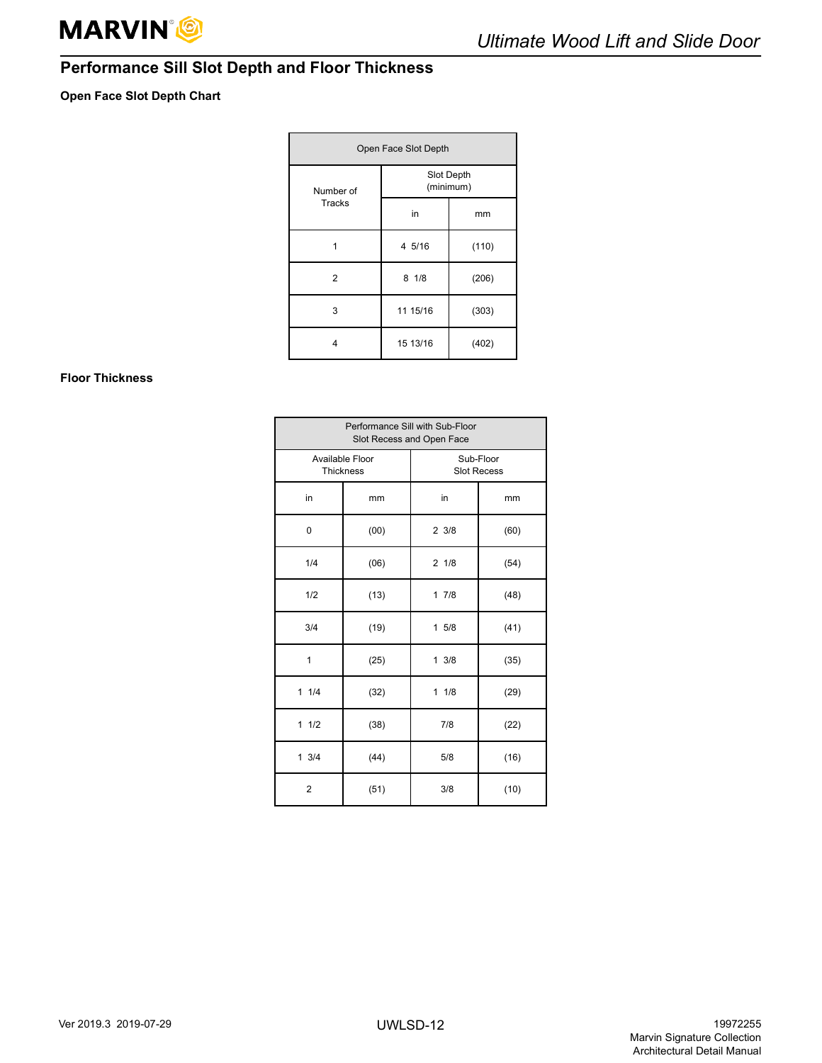## Performance Sill Slot Depth and Floor Thickness

### Open Face Slot Depth Chart

| Open Face Slot Depth | | |
|---|---|---|
| Number of Tracks | Slot Depth (minimum) | |
| | in | mm |
| 1 | 4 5/16 | (110) |
| 2 | 8 1/8 | (206) |
| 3 | 11 15/16 | (303) |
| 4 | 15 13/16 | (402) |

### Floor Thickness

| Performance Sill with Sub-Floor Slot Recess and Open Face | | | |
|---|---|---|---|
| Available Floor Thickness | | Sub-Floor Slot Recess | |
| in | mm | in | mm |
| 0 | (00) | 2 3/8 | (60) |
| 1/4 | (06) | 2 1/8 | (54) |
| 1/2 | (13) | 1 7/8 | (48) |
| 3/4 | (19) | 1 5/8 | (41) |
| 1 | (25) | 1 3/8 | (35) |
| 1 1/4 | (32) | 1 1/8 | (29) |
| 1 1/2 | (38) | 7/8 | (22) |
| 1 3/4 | (44) | 5/8 | (16) |
| 2 | (51) | 3/8 | (10) |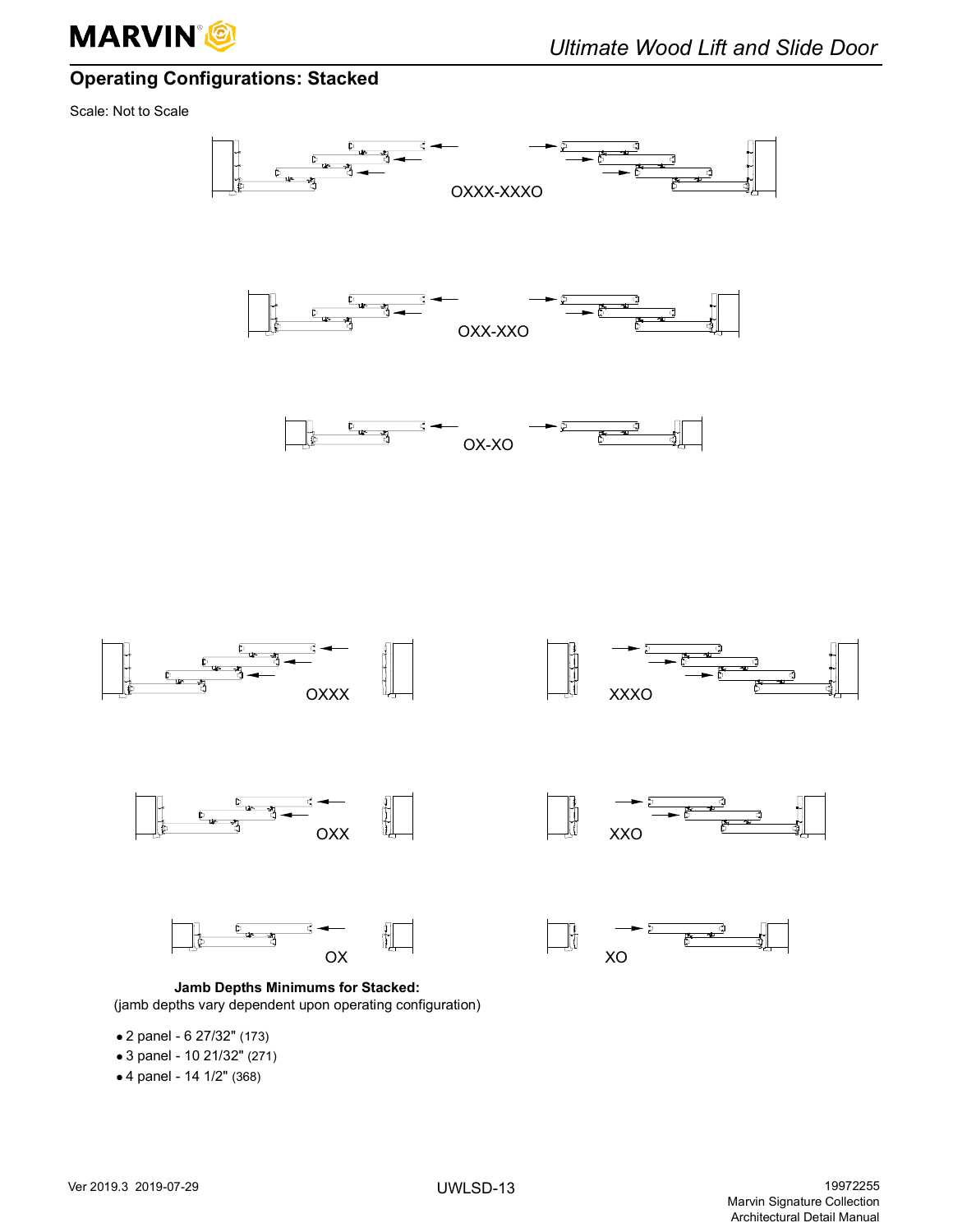## Operating Configurations: Stacked

Scale: Not to Scale

OXXX-XXXO

OXX-XXO

OX-XO

OXXX

XXXO

OXX

XXO

OX

XO

**Jamb Depths Minimums for Stacked:**
(jamb depths vary dependent upon operating configuration)

- 2 panel - 6 27/32" (173)
- 3 panel - 10 21/32" (271)
- 4 panel - 14 1/2" (368)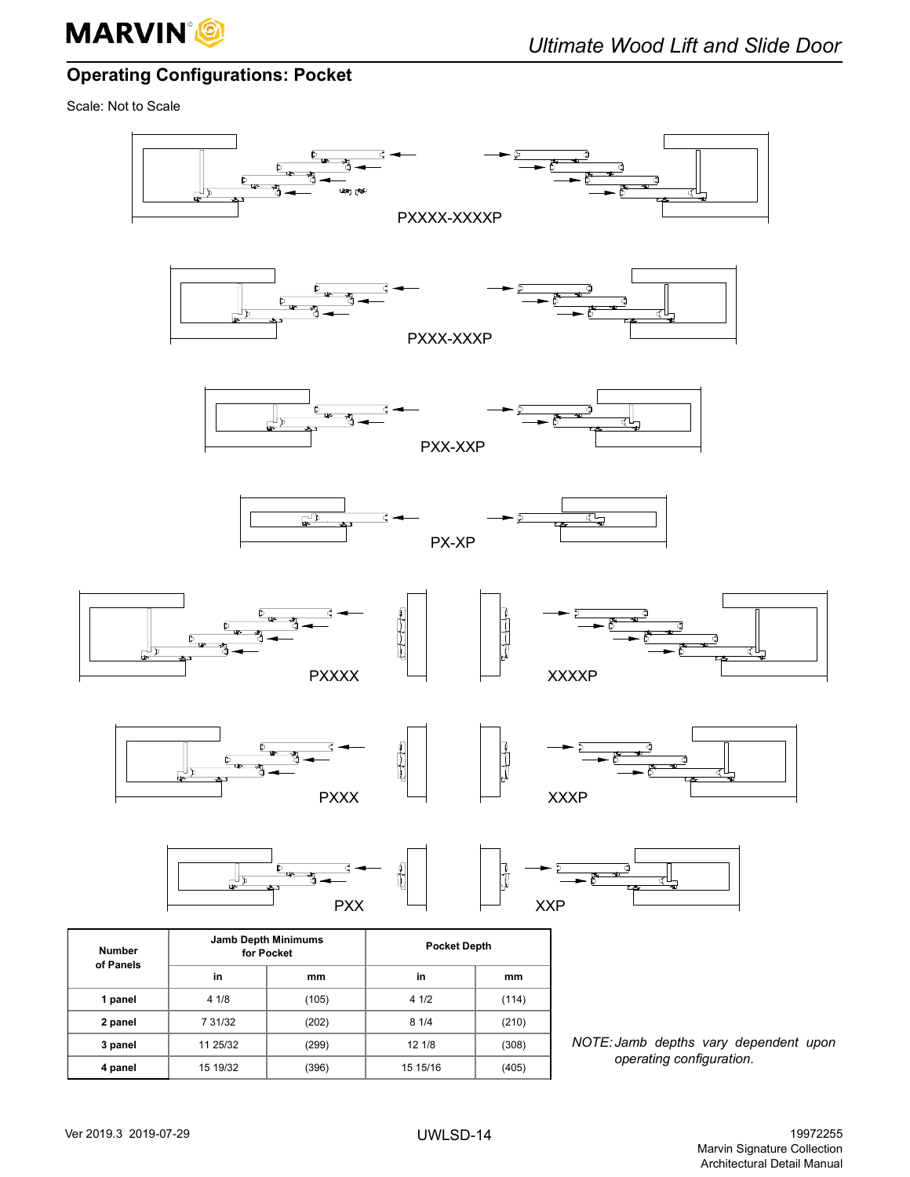## Operating Configurations: Pocket

Scale: Not to Scale

PXXXX-XXXXP

PXXX-XXXP

PXX-XXP

PX-XP

PXXXX XXXXP

PXXX XXXP

PXX XXP

| Number of Panels | Jamb Depth Minimums for Pocket | | Pocket Depth | |
|---|---|---|---|---|
| | in | mm | in | mm |
| **1 panel** | 4 1/8 | (105) | 4 1/2 | (114) |
| **2 panel** | 7 31/32 | (202) | 8 1/4 | (210) |
| **3 panel** | 11 25/32 | (299) | 12 1/8 | (308) |
| **4 panel** | 15 19/32 | (396) | 15 15/16 | (405) |

*NOTE: Jamb depths vary dependent upon operating configuration.*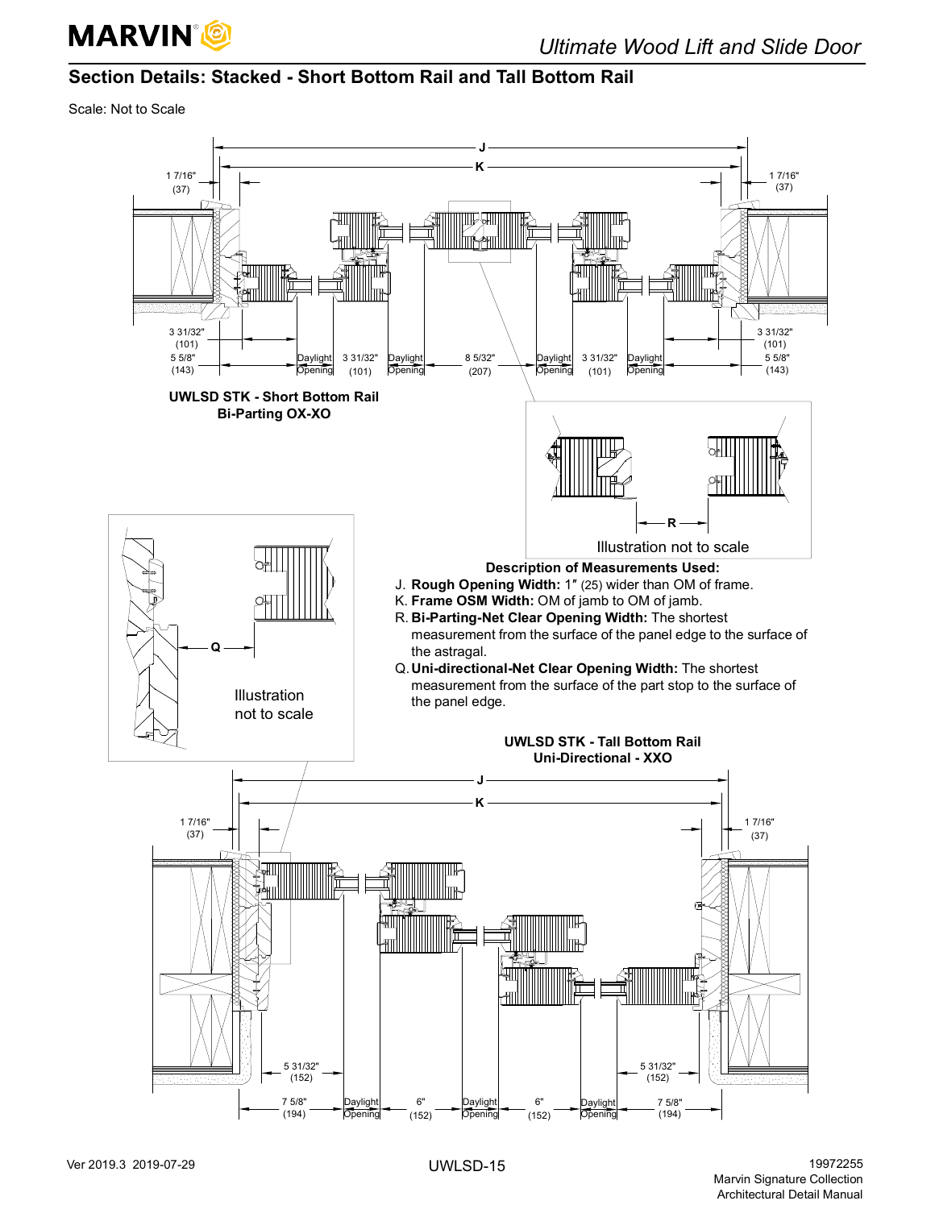## Section Details: Stacked - Short Bottom Rail and Tall Bottom Rail

Scale: Not to Scale

J

K

1 7/16" (37)

1 7/16" (37)

3 31/32" (101)

5 5/8" (143)

Daylight Opening

3 31/32" (101)

Daylight Opening

8 5/32" (207)

Daylight Opening

3 31/32" (101)

Daylight Opening

3 31/32" (101)

5 5/8" (143)

**UWLSD STK - Short Bottom Rail Bi-Parting OX-XO**

R

Illustration not to scale

Q

Illustration not to scale

**Description of Measurements Used:**

J. **Rough Opening Width:** 1" (25) wider than OM of frame.
K. **Frame OSM Width:** OM of jamb to OM of jamb.
R. **Bi-Parting-Net Clear Opening Width:** The shortest measurement from the surface of the panel edge to the surface of the astragal.
Q. **Uni-directional-Net Clear Opening Width:** The shortest measurement from the surface of the part stop to the surface of the panel edge.

**UWLSD STK - Tall Bottom Rail Uni-Directional - XXO**

J

K

1 7/16" (37)

1 7/16" (37)

5 31/32" (152)

7 5/8" (194)

Daylight Opening

6" (152)

Daylight Opening

6" (152)

Daylight Opening

5 31/32" (152)

7 5/8" (194)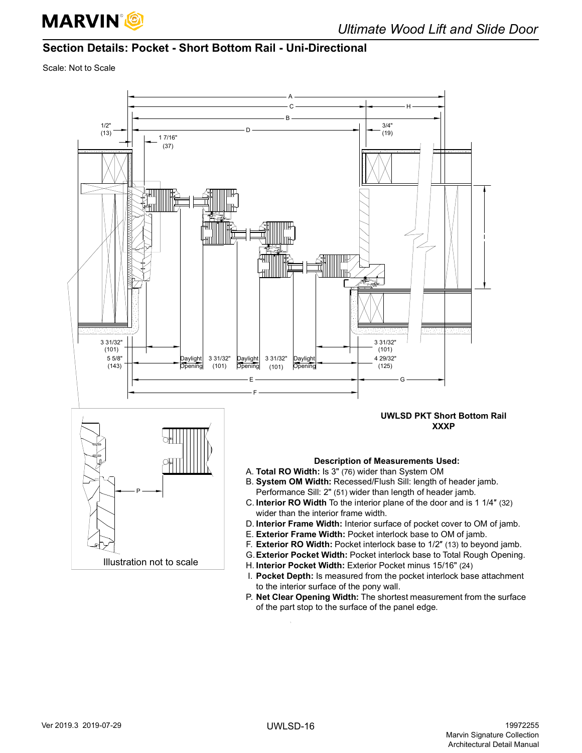## Section Details: Pocket - Short Bottom Rail - Uni-Directional

Scale: Not to Scale

UWLSD PKT Short Bottom Rail
XXXP

Illustration not to scale

**Description of Measurements Used:**

A. **Total RO Width:** Is 3" (76) wider than System OM
B. **System OM Width:** Recessed/Flush Sill: length of header jamb. Performance Sill: 2" (51) wider than length of header jamb.
C. **Interior RO Width** To the interior plane of the door and is 1 1/4" (32) wider than the interior frame width.
D. **Interior Frame Width:** Interior surface of pocket cover to OM of jamb.
E. **Exterior Frame Width:** Pocket interlock base to OM of jamb.
F. **Exterior RO Width:** Pocket interlock base to 1/2" (13) to beyond jamb.
G. **Exterior Pocket Width:** Pocket interlock base to Total Rough Opening.
H. **Interior Pocket Width:** Exterior Pocket minus 15/16" (24)
I. **Pocket Depth:** Is measured from the pocket interlock base attachment to the interior surface of the pony wall.
P. **Net Clear Opening Width:** The shortest measurement from the surface of the part stop to the surface of the panel edge.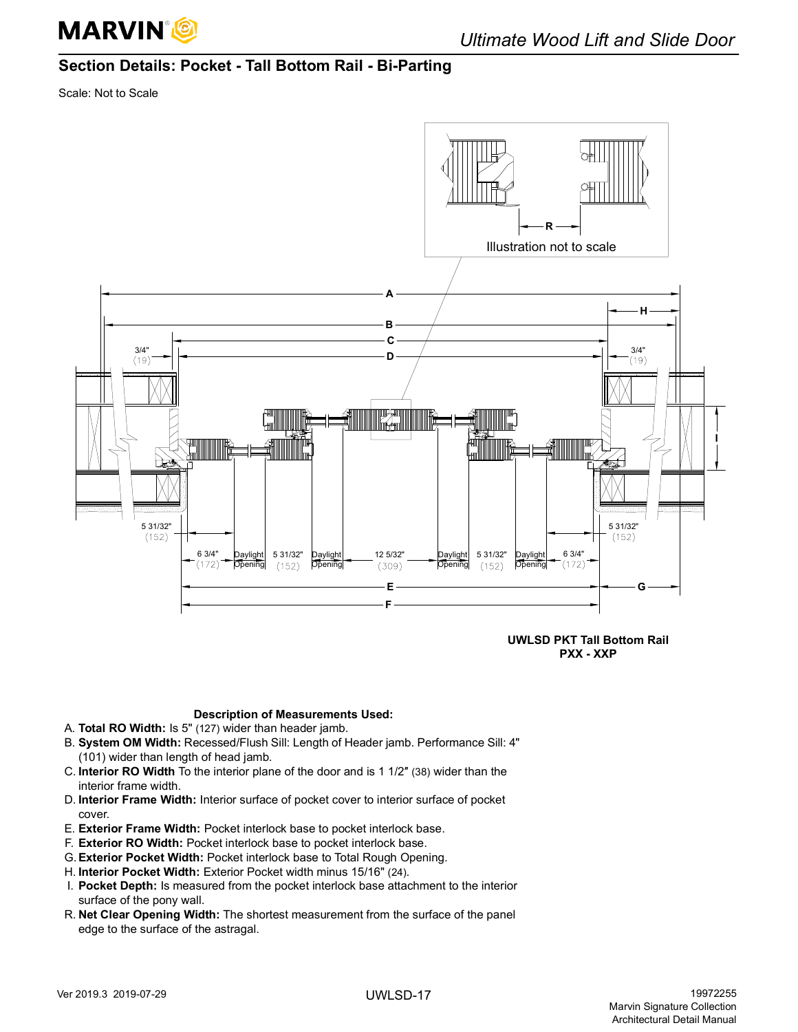## Section Details: Pocket - Tall Bottom Rail - Bi-Parting

Scale: Not to Scale

R

Illustration not to scale

A

H

B

C

3/4" (19)

D

3/4" (19)

I

5 31/32" (152)

5 31/32" (152)

6 3/4" (172)

Daylight Opening

5 31/32" (152)

Daylight Opening

12 5/32" (309)

Daylight Opening

5 31/32" (152)

Daylight Opening

6 3/4" (172)

E

G

F

**UWLSD PKT Tall Bottom Rail**
**PXX - XXP**

**Description of Measurements Used:**

A. **Total RO Width:** Is 5" (127) wider than header jamb.
B. **System OM Width:** Recessed/Flush Sill: Length of Header jamb. Performance Sill: 4" (101) wider than length of head jamb.
C. **Interior RO Width** To the interior plane of the door and is 1 1/2″ (38) wider than the interior frame width.
D. **Interior Frame Width:** Interior surface of pocket cover to interior surface of pocket cover.
E. **Exterior Frame Width:** Pocket interlock base to pocket interlock base.
F. **Exterior RO Width:** Pocket interlock base to pocket interlock base.
G. **Exterior Pocket Width:** Pocket interlock base to Total Rough Opening.
H. **Interior Pocket Width:** Exterior Pocket width minus 15/16" (24).
I. **Pocket Depth:** Is measured from the pocket interlock base attachment to the interior surface of the pony wall.
R. **Net Clear Opening Width:** The shortest measurement from the surface of the panel edge to the surface of the astragal.